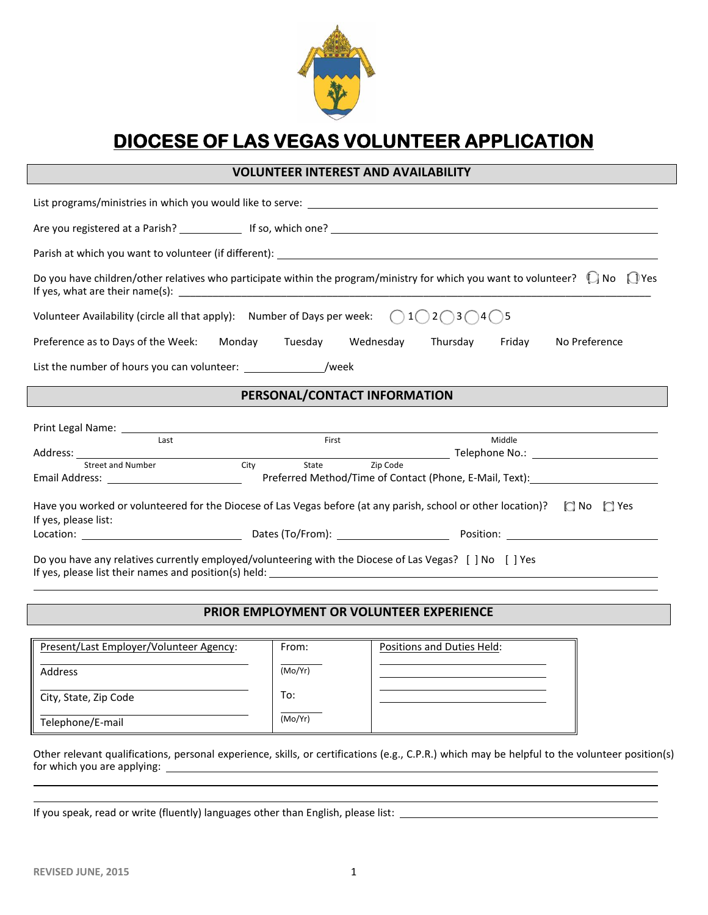# DIOCESE OF LAS VEGAS VOLUNTEER APPLICATION

## VOLUNTEER INTEREST AND AVAILABILITY

List programs/ministries in which you would like to serve: ______________________________

Are you registered at a Parish? __________ If so, which one? ______________________________

Parish at which you want to volunteer (if different): ______________________________

Do you have children/other relatives who participate within the program/ministry for which you want to volunteer? ◯ No ◯ Yes
If yes, what are their name(s): ______________________________

Volunteer Availability (circle all that apply): Number of Days per week: ◯ 1 ◯ 2 ◯ 3 ◯ 4 ◯ 5

Preference as to Days of the Week: Monday Tuesday Wednesday Thursday Friday No Preference

List the number of hours you can volunteer: ____________/week

## PERSONAL/CONTACT INFORMATION

Print Legal Name: ______________________________
Last First Middle

Address: ______________________________ Telephone No.: ______________
Street and Number City State Zip Code

Email Address: ______________ Preferred Method/Time of Contact (Phone, E-Mail, Text): ______________

Have you worked or volunteered for the Diocese of Las Vegas before (at any parish, school or other location)? ◯ No ◯ Yes
If yes, please list:
Location: ______________ Dates (To/From): ______________ Position: ______________

Do you have any relatives currently employed/volunteering with the Diocese of Las Vegas? [ ] No [ ] Yes
If yes, please list their names and position(s) held: ______________________________

## PRIOR EMPLOYMENT OR VOLUNTEER EXPERIENCE

| Present/Last Employer/Volunteer Agency: | From: | Positions and Duties Held: |
|---|---|---|
| Address | (Mo/Yr) | |
| City, State, Zip Code | To: | |
| Telephone/E-mail | (Mo/Yr) | |

Other relevant qualifications, personal experience, skills, or certifications (e.g., C.P.R.) which may be helpful to the volunteer position(s) for which you are applying: ______________________________

If you speak, read or write (fluently) languages other than English, please list: ______________________________

REVISED JUNE, 2015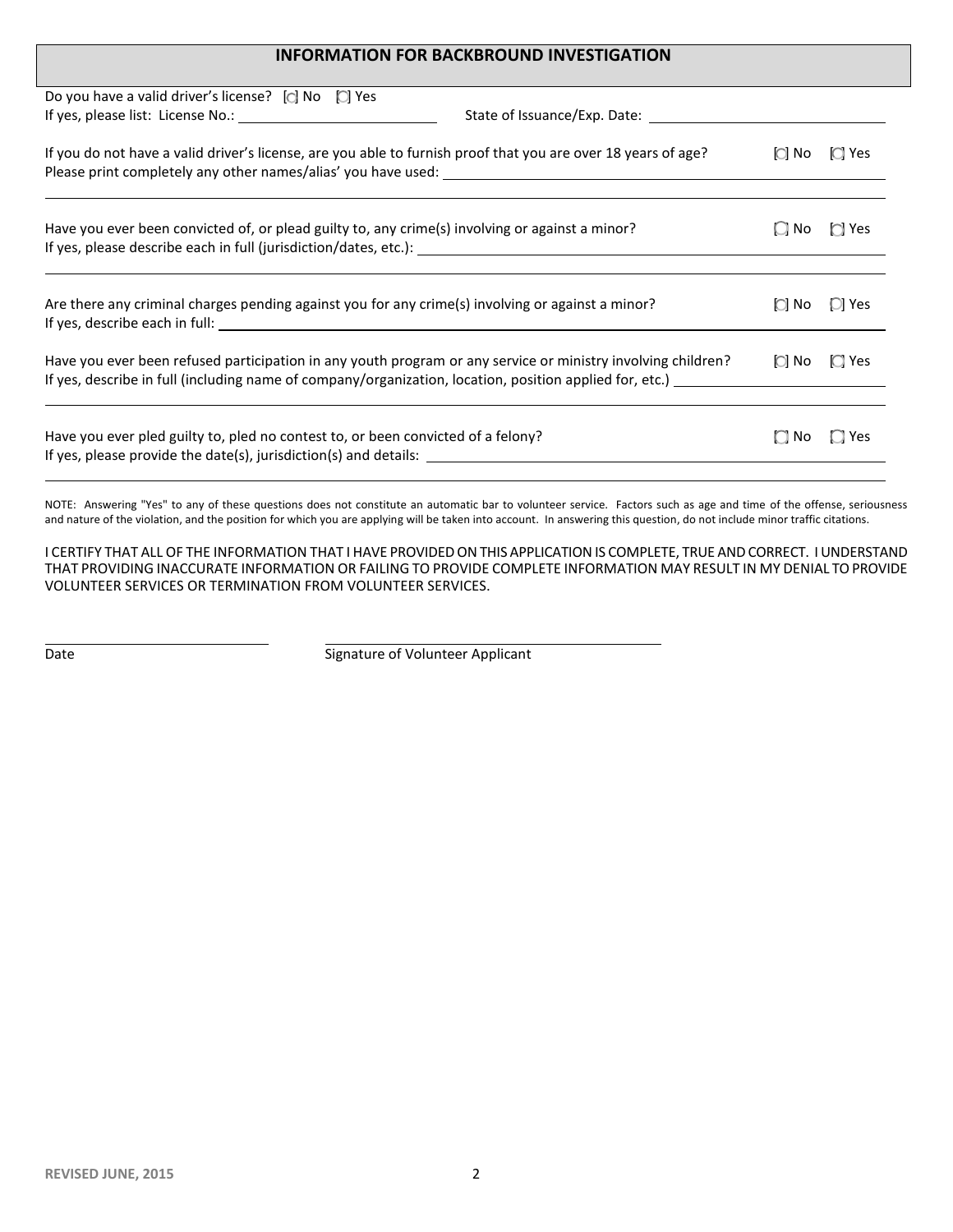## INFORMATION FOR BACKBROUND INVESTIGATION

Do you have a valid driver's license? ☐ No ☐ Yes

If yes, please list: License No.: ____________________ State of Issuance/Exp. Date: ____________________

If you do not have a valid driver's license, are you able to furnish proof that you are over 18 years of age? ☐ No ☐ Yes

Please print completely any other names/alias' you have used: ____________________

Have you ever been convicted of, or plead guilty to, any crime(s) involving or against a minor? ☐ No ☐ Yes

If yes, please describe each in full (jurisdiction/dates, etc.): ____________________

Are there any criminal charges pending against you for any crime(s) involving or against a minor? ☐ No ☐ Yes

If yes, describe each in full: ____________________

Have you ever been refused participation in any youth program or any service or ministry involving children? ☐ No ☐ Yes

If yes, describe in full (including name of company/organization, location, position applied for, etc.) ____________________

Have you ever pled guilty to, pled no contest to, or been convicted of a felony? ☐ No ☐ Yes

If yes, please provide the date(s), jurisdiction(s) and details: ____________________

NOTE: Answering "Yes" to any of these questions does not constitute an automatic bar to volunteer service. Factors such as age and time of the offense, seriousness and nature of the violation, and the position for which you are applying will be taken into account. In answering this question, do not include minor traffic citations.

I CERTIFY THAT ALL OF THE INFORMATION THAT I HAVE PROVIDED ON THIS APPLICATION IS COMPLETE, TRUE AND CORRECT. I UNDERSTAND THAT PROVIDING INACCURATE INFORMATION OR FAILING TO PROVIDE COMPLETE INFORMATION MAY RESULT IN MY DENIAL TO PROVIDE VOLUNTEER SERVICES OR TERMINATION FROM VOLUNTEER SERVICES.

____________________ ____________________

Date Signature of Volunteer Applicant

REVISED JUNE, 2015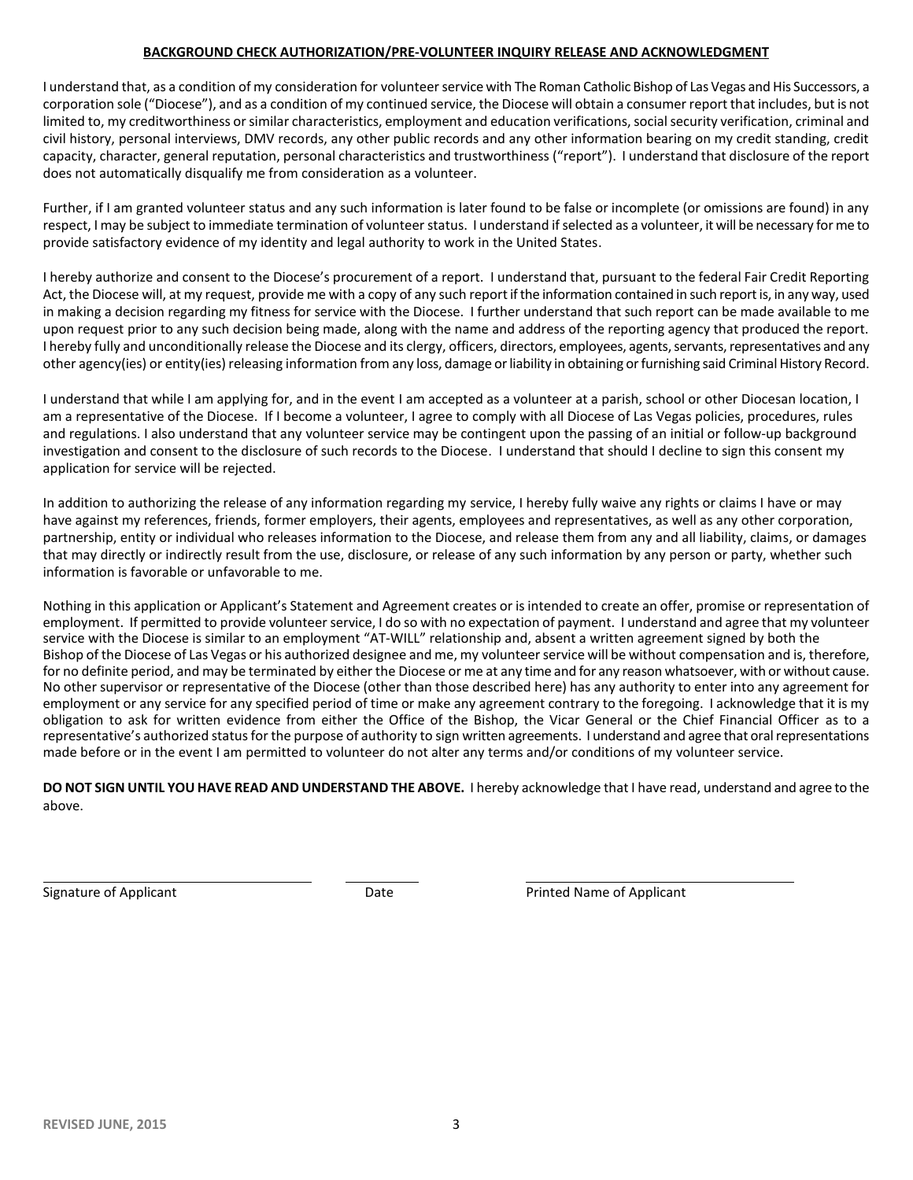**BACKGROUND CHECK AUTHORIZATION/PRE-VOLUNTEER INQUIRY RELEASE AND ACKNOWLEDGMENT**

I understand that, as a condition of my consideration for volunteer service with The Roman Catholic Bishop of Las Vegas and His Successors, a corporation sole ("Diocese"), and as a condition of my continued service, the Diocese will obtain a consumer report that includes, but is not limited to, my creditworthiness or similar characteristics, employment and education verifications, social security verification, criminal and civil history, personal interviews, DMV records, any other public records and any other information bearing on my credit standing, credit capacity, character, general reputation, personal characteristics and trustworthiness ("report"). I understand that disclosure of the report does not automatically disqualify me from consideration as a volunteer.

Further, if I am granted volunteer status and any such information is later found to be false or incomplete (or omissions are found) in any respect, I may be subject to immediate termination of volunteer status. I understand if selected as a volunteer, it will be necessary for me to provide satisfactory evidence of my identity and legal authority to work in the United States.

I hereby authorize and consent to the Diocese's procurement of a report. I understand that, pursuant to the federal Fair Credit Reporting Act, the Diocese will, at my request, provide me with a copy of any such report if the information contained in such report is, in any way, used in making a decision regarding my fitness for service with the Diocese. I further understand that such report can be made available to me upon request prior to any such decision being made, along with the name and address of the reporting agency that produced the report. I hereby fully and unconditionally release the Diocese and its clergy, officers, directors, employees, agents, servants, representatives and any other agency(ies) or entity(ies) releasing information from any loss, damage or liability in obtaining or furnishing said Criminal History Record.

I understand that while I am applying for, and in the event I am accepted as a volunteer at a parish, school or other Diocesan location, I am a representative of the Diocese. If I become a volunteer, I agree to comply with all Diocese of Las Vegas policies, procedures, rules and regulations. I also understand that any volunteer service may be contingent upon the passing of an initial or follow-up background investigation and consent to the disclosure of such records to the Diocese. I understand that should I decline to sign this consent my application for service will be rejected.

In addition to authorizing the release of any information regarding my service, I hereby fully waive any rights or claims I have or may have against my references, friends, former employers, their agents, employees and representatives, as well as any other corporation, partnership, entity or individual who releases information to the Diocese, and release them from any and all liability, claims, or damages that may directly or indirectly result from the use, disclosure, or release of any such information by any person or party, whether such information is favorable or unfavorable to me.

Nothing in this application or Applicant's Statement and Agreement creates or is intended to create an offer, promise or representation of employment. If permitted to provide volunteer service, I do so with no expectation of payment. I understand and agree that my volunteer service with the Diocese is similar to an employment "AT-WILL" relationship and, absent a written agreement signed by both the Bishop of the Diocese of Las Vegas or his authorized designee and me, my volunteer service will be without compensation and is, therefore, for no definite period, and may be terminated by either the Diocese or me at any time and for any reason whatsoever, with or without cause. No other supervisor or representative of the Diocese (other than those described here) has any authority to enter into any agreement for employment or any service for any specified period of time or make any agreement contrary to the foregoing. I acknowledge that it is my obligation to ask for written evidence from either the Office of the Bishop, the Vicar General or the Chief Financial Officer as to a representative's authorized status for the purpose of authority to sign written agreements. I understand and agree that oral representations made before or in the event I am permitted to volunteer do not alter any terms and/or conditions of my volunteer service.

**DO NOT SIGN UNTIL YOU HAVE READ AND UNDERSTAND THE ABOVE.** I hereby acknowledge that I have read, understand and agree to the above.

______________________________ ______________ ______________________________

Signature of Applicant Date Printed Name of Applicant

REVISED JUNE, 2015